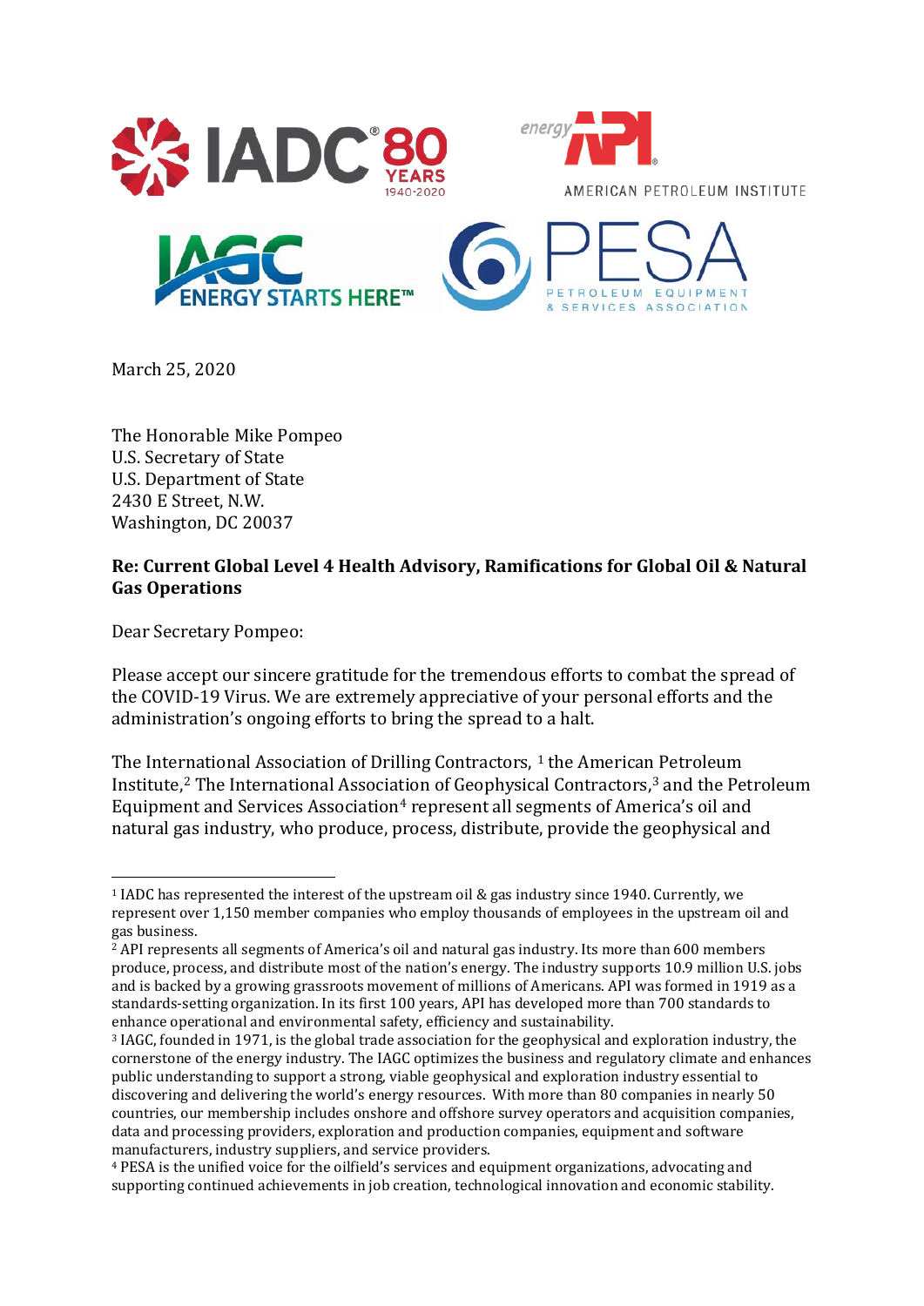March 25, 2020

The Honorable Mike Pompeo
U.S. Secretary of State
U.S. Department of State
2430 E Street, N.W.
Washington, DC 20037

**Re: Current Global Level 4 Health Advisory, Ramifications for Global Oil & Natural Gas Operations**

Dear Secretary Pompeo:

Please accept our sincere gratitude for the tremendous efforts to combat the spread of the COVID-19 Virus. We are extremely appreciative of your personal efforts and the administration's ongoing efforts to bring the spread to a halt.

The International Association of Drilling Contractors, [1] the American Petroleum Institute,[2] The International Association of Geophysical Contractors,[3] and the Petroleum Equipment and Services Association[4] represent all segments of America's oil and natural gas industry, who produce, process, distribute, provide the geophysical and

---

[1] IADC has represented the interest of the upstream oil & gas industry since 1940. Currently, we represent over 1,150 member companies who employ thousands of employees in the upstream oil and gas business.

[2] API represents all segments of America's oil and natural gas industry. Its more than 600 members produce, process, and distribute most of the nation's energy. The industry supports 10.9 million U.S. jobs and is backed by a growing grassroots movement of millions of Americans. API was formed in 1919 as a standards-setting organization. In its first 100 years, API has developed more than 700 standards to enhance operational and environmental safety, efficiency and sustainability.

[3] IAGC, founded in 1971, is the global trade association for the geophysical and exploration industry, the cornerstone of the energy industry. The IAGC optimizes the business and regulatory climate and enhances public understanding to support a strong, viable geophysical and exploration industry essential to discovering and delivering the world's energy resources. With more than 80 companies in nearly 50 countries, our membership includes onshore and offshore survey operators and acquisition companies, data and processing providers, exploration and production companies, equipment and software manufacturers, industry suppliers, and service providers.

[4] PESA is the unified voice for the oilfield's services and equipment organizations, advocating and supporting continued achievements in job creation, technological innovation and economic stability.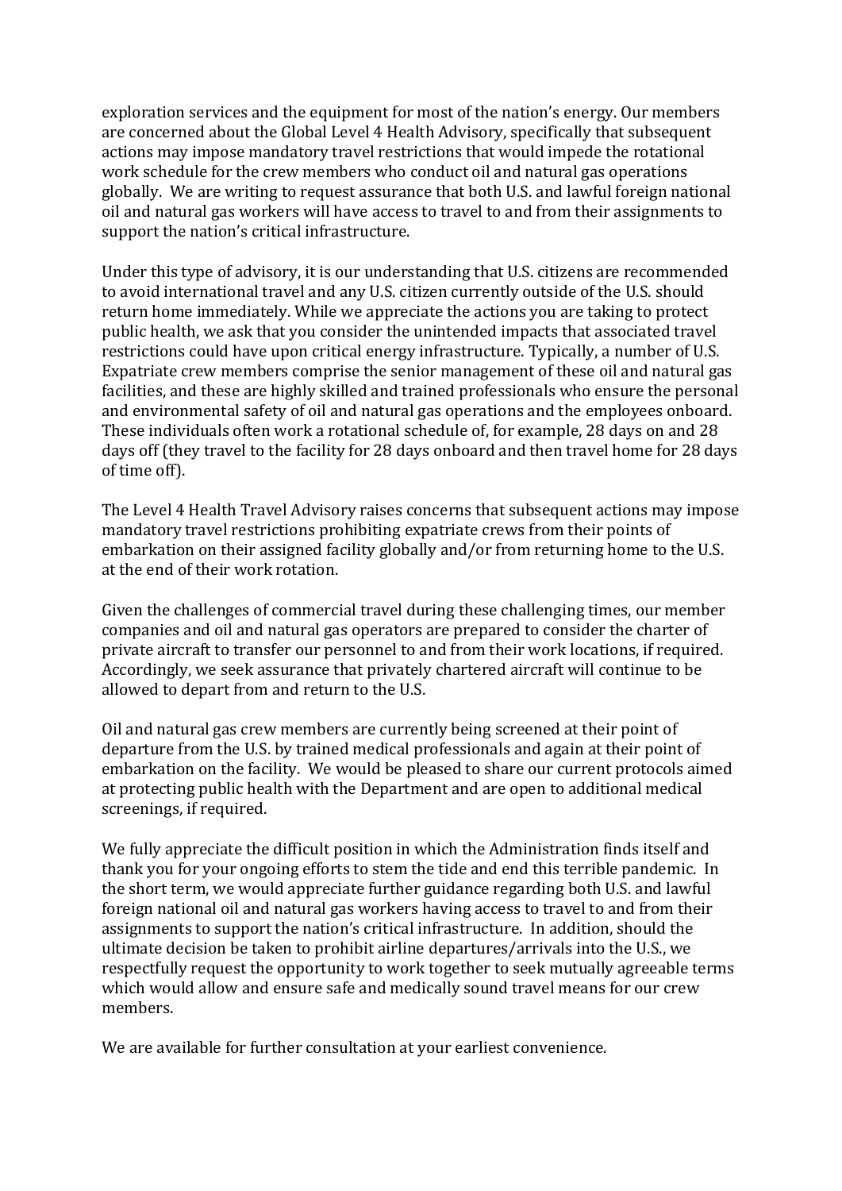exploration services and the equipment for most of the nation's energy. Our members are concerned about the Global Level 4 Health Advisory, specifically that subsequent actions may impose mandatory travel restrictions that would impede the rotational work schedule for the crew members who conduct oil and natural gas operations globally. We are writing to request assurance that both U.S. and lawful foreign national oil and natural gas workers will have access to travel to and from their assignments to support the nation's critical infrastructure.

Under this type of advisory, it is our understanding that U.S. citizens are recommended to avoid international travel and any U.S. citizen currently outside of the U.S. should return home immediately. While we appreciate the actions you are taking to protect public health, we ask that you consider the unintended impacts that associated travel restrictions could have upon critical energy infrastructure. Typically, a number of U.S. Expatriate crew members comprise the senior management of these oil and natural gas facilities, and these are highly skilled and trained professionals who ensure the personal and environmental safety of oil and natural gas operations and the employees onboard. These individuals often work a rotational schedule of, for example, 28 days on and 28 days off (they travel to the facility for 28 days onboard and then travel home for 28 days of time off).

The Level 4 Health Travel Advisory raises concerns that subsequent actions may impose mandatory travel restrictions prohibiting expatriate crews from their points of embarkation on their assigned facility globally and/or from returning home to the U.S. at the end of their work rotation.

Given the challenges of commercial travel during these challenging times, our member companies and oil and natural gas operators are prepared to consider the charter of private aircraft to transfer our personnel to and from their work locations, if required. Accordingly, we seek assurance that privately chartered aircraft will continue to be allowed to depart from and return to the U.S.

Oil and natural gas crew members are currently being screened at their point of departure from the U.S. by trained medical professionals and again at their point of embarkation on the facility. We would be pleased to share our current protocols aimed at protecting public health with the Department and are open to additional medical screenings, if required.

We fully appreciate the difficult position in which the Administration finds itself and thank you for your ongoing efforts to stem the tide and end this terrible pandemic. In the short term, we would appreciate further guidance regarding both U.S. and lawful foreign national oil and natural gas workers having access to travel to and from their assignments to support the nation's critical infrastructure. In addition, should the ultimate decision be taken to prohibit airline departures/arrivals into the U.S., we respectfully request the opportunity to work together to seek mutually agreeable terms which would allow and ensure safe and medically sound travel means for our crew members.

We are available for further consultation at your earliest convenience.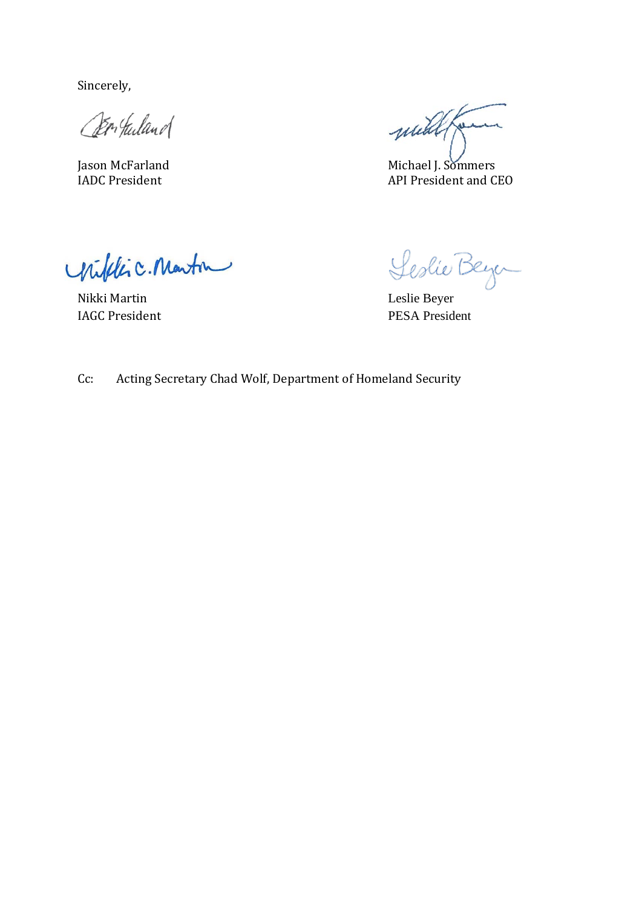Sincerely,

Jason McFarland
IADC President

Michael J. Sommers
API President and CEO

Nikki Martin
IAGC President

Leslie Beyer
PESA President

Cc: Acting Secretary Chad Wolf, Department of Homeland Security